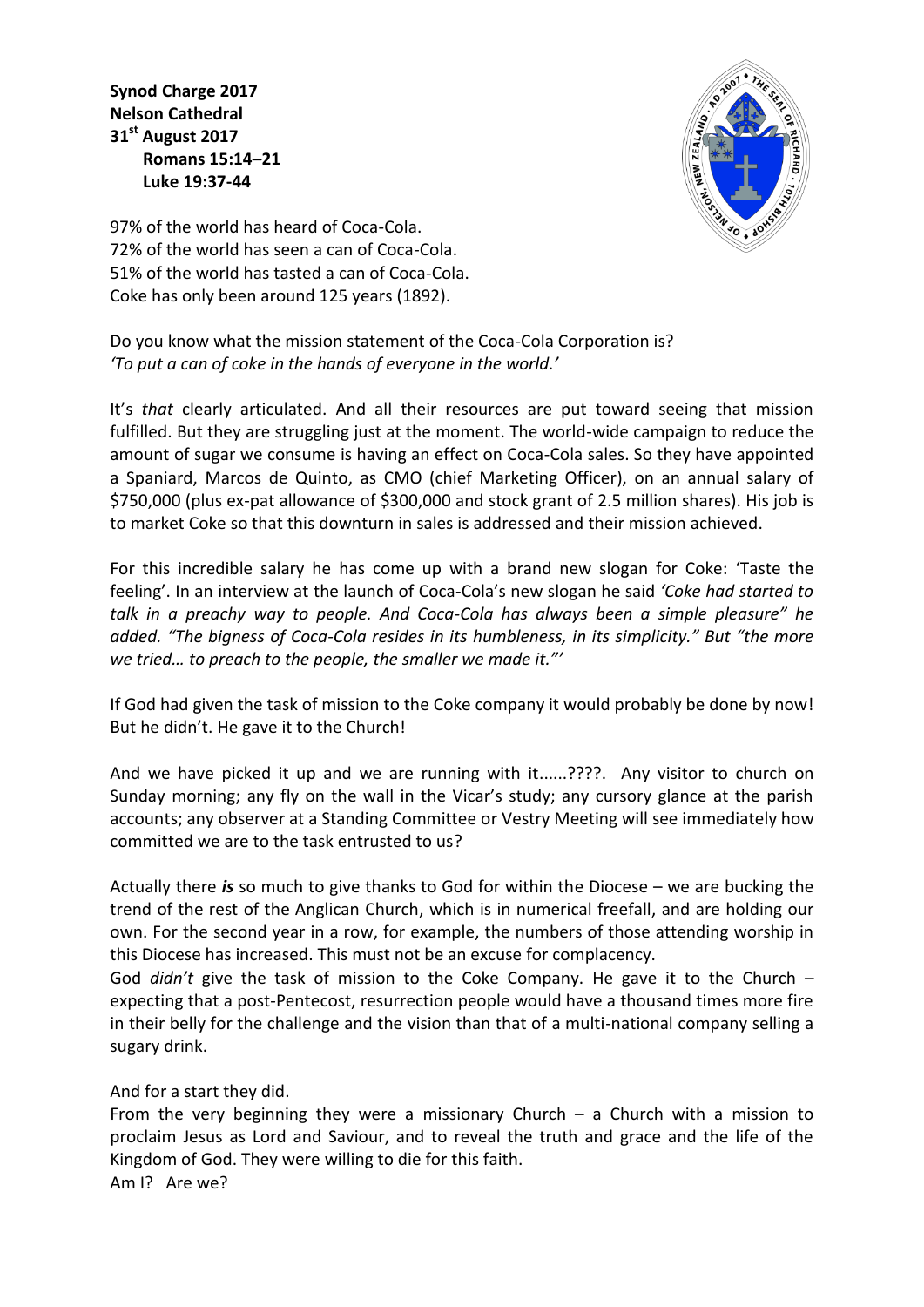**Synod Charge 2017**
**Nelson Cathedral**
**31st August 2017**
**Romans 15:14–21**
**Luke 19:37-44**

97% of the world has heard of Coca-Cola.
72% of the world has seen a can of Coca-Cola.
51% of the world has tasted a can of Coca-Cola.
Coke has only been around 125 years (1892).

Do you know what the mission statement of the Coca-Cola Corporation is?
*'To put a can of coke in the hands of everyone in the world.'*

It's *that* clearly articulated. And all their resources are put toward seeing that mission fulfilled. But they are struggling just at the moment. The world-wide campaign to reduce the amount of sugar we consume is having an effect on Coca-Cola sales. So they have appointed a Spaniard, Marcos de Quinto, as CMO (chief Marketing Officer), on an annual salary of $750,000 (plus ex-pat allowance of $300,000 and stock grant of 2.5 million shares). His job is to market Coke so that this downturn in sales is addressed and their mission achieved.

For this incredible salary he has come up with a brand new slogan for Coke: 'Taste the feeling'. In an interview at the launch of Coca-Cola's new slogan he said *'Coke had started to talk in a preachy way to people. And Coca-Cola has always been a simple pleasure" he added. "The bigness of Coca-Cola resides in its humbleness, in its simplicity." But "the more we tried… to preach to the people, the smaller we made it."'*

If God had given the task of mission to the Coke company it would probably be done by now! But he didn't. He gave it to the Church!

And we have picked it up and we are running with it......????. Any visitor to church on Sunday morning; any fly on the wall in the Vicar's study; any cursory glance at the parish accounts; any observer at a Standing Committee or Vestry Meeting will see immediately how committed we are to the task entrusted to us?

Actually there ***is*** so much to give thanks to God for within the Diocese – we are bucking the trend of the rest of the Anglican Church, which is in numerical freefall, and are holding our own. For the second year in a row, for example, the numbers of those attending worship in this Diocese has increased. This must not be an excuse for complacency.
God *didn't* give the task of mission to the Coke Company. He gave it to the Church – expecting that a post-Pentecost, resurrection people would have a thousand times more fire in their belly for the challenge and the vision than that of a multi-national company selling a sugary drink.

And for a start they did.
From the very beginning they were a missionary Church – a Church with a mission to proclaim Jesus as Lord and Saviour, and to reveal the truth and grace and the life of the Kingdom of God. They were willing to die for this faith.
Am I? Are we?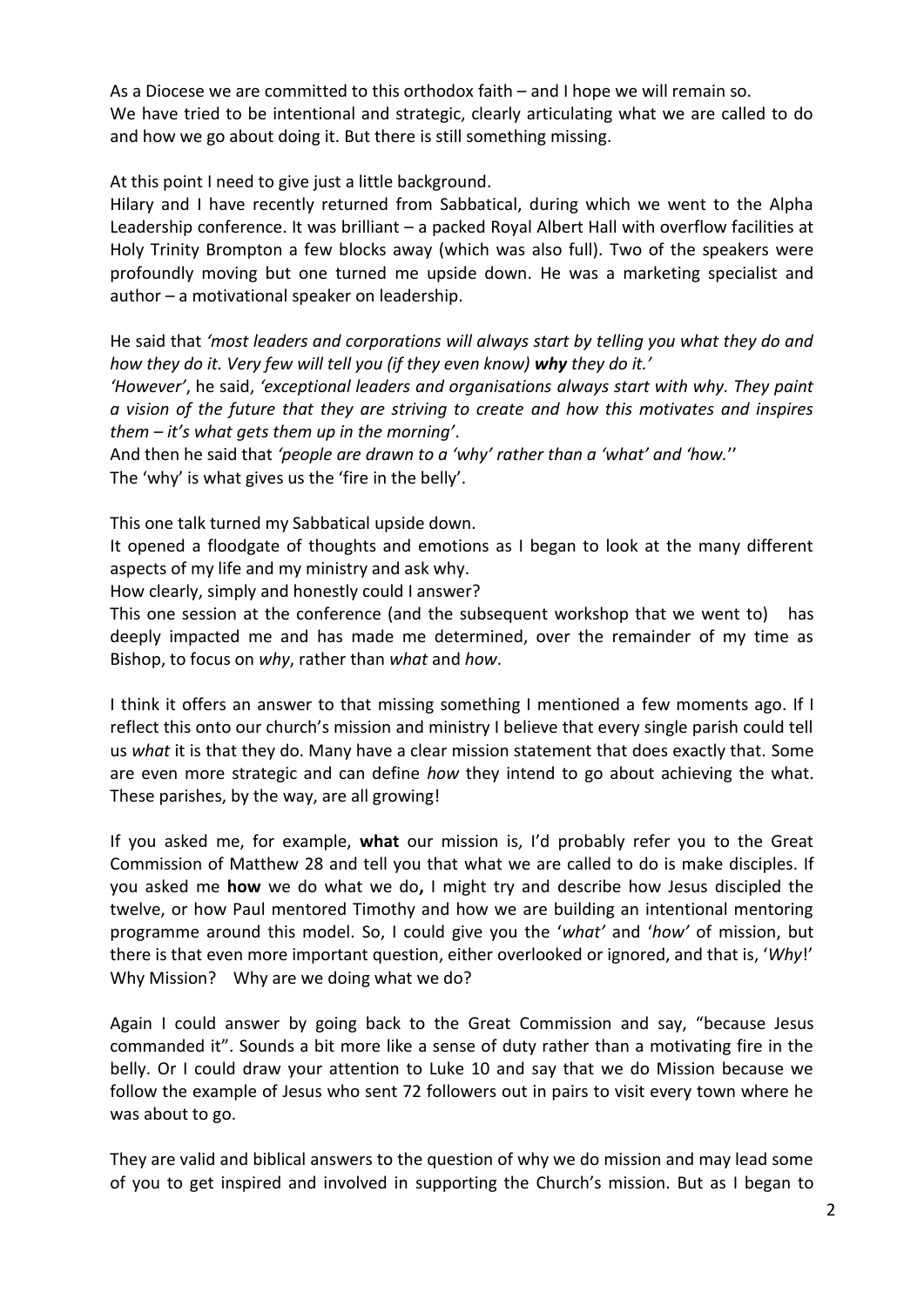As a Diocese we are committed to this orthodox faith – and I hope we will remain so.
We have tried to be intentional and strategic, clearly articulating what we are called to do and how we go about doing it. But there is still something missing.

At this point I need to give just a little background.
Hilary and I have recently returned from Sabbatical, during which we went to the Alpha Leadership conference. It was brilliant – a packed Royal Albert Hall with overflow facilities at Holy Trinity Brompton a few blocks away (which was also full). Two of the speakers were profoundly moving but one turned me upside down. He was a marketing specialist and author – a motivational speaker on leadership.

He said that *'most leaders and corporations will always start by telling you what they do and how they do it. Very few will tell you (if they even know)* ***why*** *they do it.'*
*'However'*, he said, *'exceptional leaders and organisations always start with why. They paint a vision of the future that they are striving to create and how this motivates and inspires them – it's what gets them up in the morning'*.
And then he said that *'people are drawn to a 'why' rather than a 'what' and 'how.''*
The 'why' is what gives us the 'fire in the belly'.

This one talk turned my Sabbatical upside down.
It opened a floodgate of thoughts and emotions as I began to look at the many different aspects of my life and my ministry and ask why.
How clearly, simply and honestly could I answer?
This one session at the conference (and the subsequent workshop that we went to) has deeply impacted me and has made me determined, over the remainder of my time as Bishop, to focus on *why*, rather than *what* and *how*.

I think it offers an answer to that missing something I mentioned a few moments ago. If I reflect this onto our church's mission and ministry I believe that every single parish could tell us *what* it is that they do. Many have a clear mission statement that does exactly that. Some are even more strategic and can define *how* they intend to go about achieving the what. These parishes, by the way, are all growing!

If you asked me, for example, **what** our mission is, I'd probably refer you to the Great Commission of Matthew 28 and tell you that what we are called to do is make disciples. If you asked me **how** we do what we do**,** I might try and describe how Jesus discipled the twelve, or how Paul mentored Timothy and how we are building an intentional mentoring programme around this model. So, I could give you the '*what'* and '*how'* of mission, but there is that even more important question, either overlooked or ignored, and that is, '*Why*!' Why Mission? Why are we doing what we do?

Again I could answer by going back to the Great Commission and say, "because Jesus commanded it". Sounds a bit more like a sense of duty rather than a motivating fire in the belly. Or I could draw your attention to Luke 10 and say that we do Mission because we follow the example of Jesus who sent 72 followers out in pairs to visit every town where he was about to go.

They are valid and biblical answers to the question of why we do mission and may lead some of you to get inspired and involved in supporting the Church's mission. But as I began to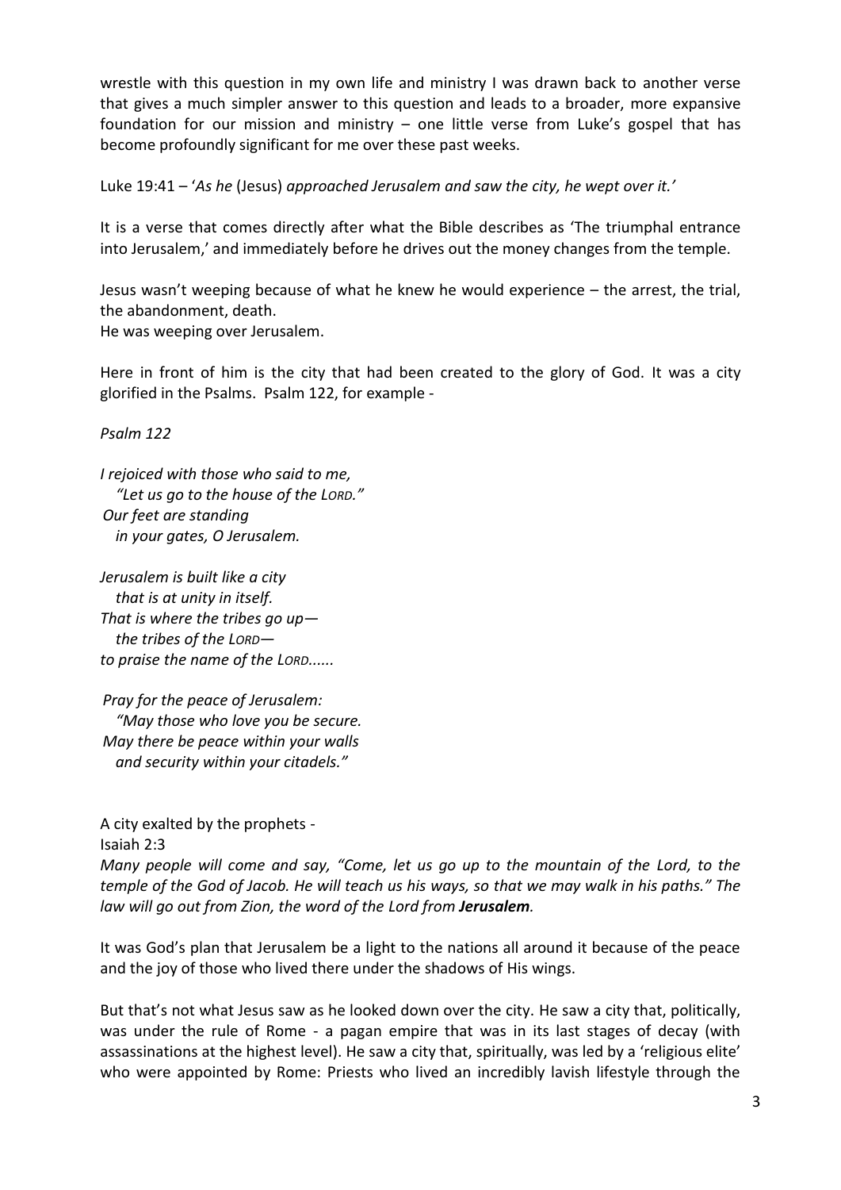wrestle with this question in my own life and ministry I was drawn back to another verse that gives a much simpler answer to this question and leads to a broader, more expansive foundation for our mission and ministry – one little verse from Luke's gospel that has become profoundly significant for me over these past weeks.

Luke 19:41 – '*As he* (Jesus) *approached Jerusalem and saw the city, he wept over it.'*

It is a verse that comes directly after what the Bible describes as 'The triumphal entrance into Jerusalem,' and immediately before he drives out the money changes from the temple.

Jesus wasn't weeping because of what he knew he would experience – the arrest, the trial, the abandonment, death.
He was weeping over Jerusalem.

Here in front of him is the city that had been created to the glory of God. It was a city glorified in the Psalms. Psalm 122, for example -

*Psalm 122*

*I rejoiced with those who said to me,*
*"Let us go to the house of the LORD."*
*Our feet are standing*
*in your gates, O Jerusalem.*

*Jerusalem is built like a city*
*that is at unity in itself.*
*That is where the tribes go up—*
*the tribes of the LORD—*
*to praise the name of the LORD......*

*Pray for the peace of Jerusalem:*
*"May those who love you be secure.*
*May there be peace within your walls*
*and security within your citadels."*

A city exalted by the prophets -
Isaiah 2:3
*Many people will come and say, "Come, let us go up to the mountain of the Lord, to the temple of the God of Jacob. He will teach us his ways, so that we may walk in his paths." The law will go out from Zion, the word of the Lord from* ***Jerusalem****.*

It was God's plan that Jerusalem be a light to the nations all around it because of the peace and the joy of those who lived there under the shadows of His wings.

But that's not what Jesus saw as he looked down over the city. He saw a city that, politically, was under the rule of Rome - a pagan empire that was in its last stages of decay (with assassinations at the highest level). He saw a city that, spiritually, was led by a 'religious elite' who were appointed by Rome: Priests who lived an incredibly lavish lifestyle through the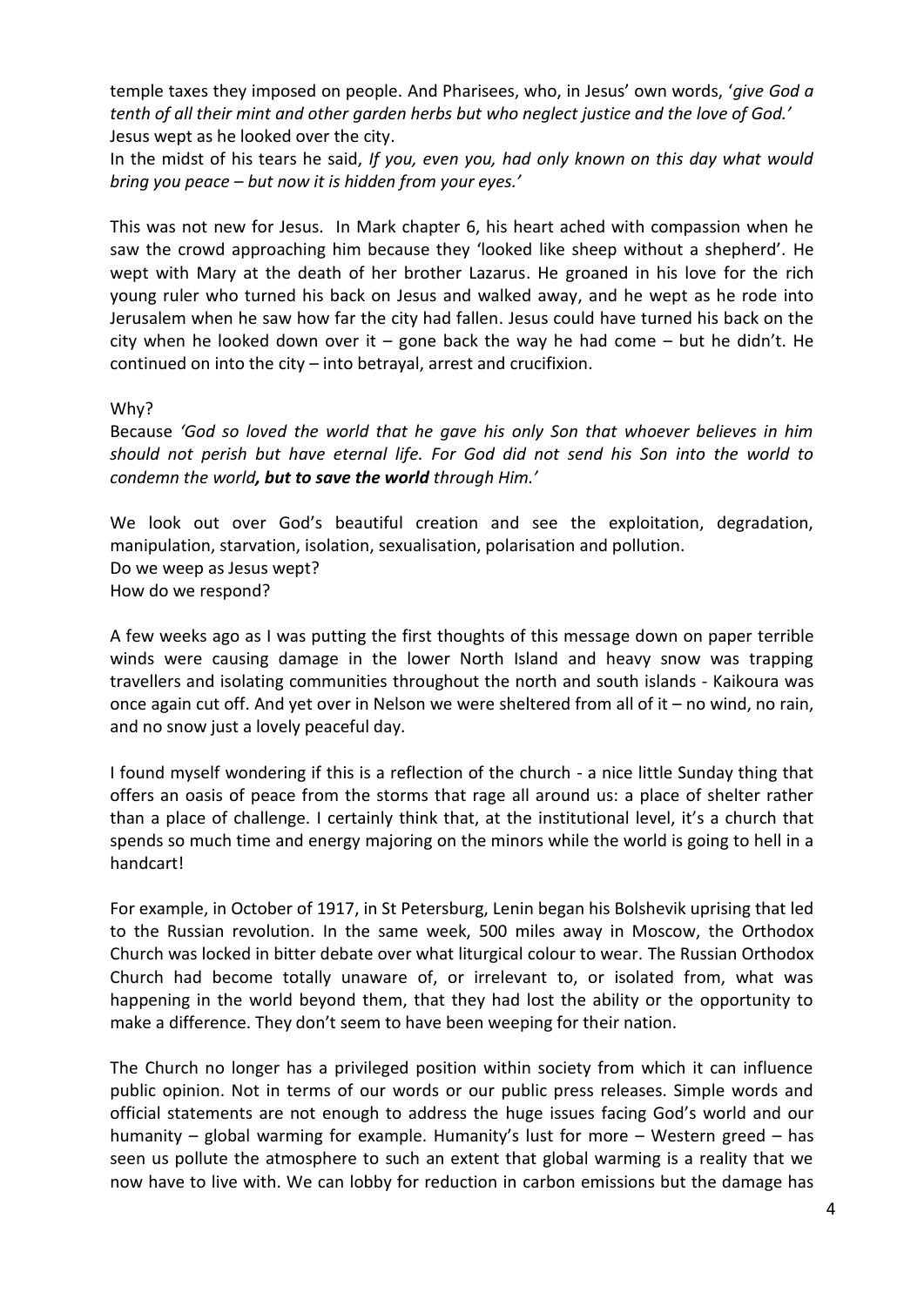temple taxes they imposed on people. And Pharisees, who, in Jesus' own words, '*give God a tenth of all their mint and other garden herbs but who neglect justice and the love of God.'* Jesus wept as he looked over the city.

In the midst of his tears he said, *If you, even you, had only known on this day what would bring you peace – but now it is hidden from your eyes.'*

This was not new for Jesus. In Mark chapter 6, his heart ached with compassion when he saw the crowd approaching him because they 'looked like sheep without a shepherd'. He wept with Mary at the death of her brother Lazarus. He groaned in his love for the rich young ruler who turned his back on Jesus and walked away, and he wept as he rode into Jerusalem when he saw how far the city had fallen. Jesus could have turned his back on the city when he looked down over it – gone back the way he had come – but he didn't. He continued on into the city – into betrayal, arrest and crucifixion.

Why?

Because *'God so loved the world that he gave his only Son that whoever believes in him should not perish but have eternal life. For God did not send his Son into the world to condemn the world**, but to save the world** through Him.'*

We look out over God's beautiful creation and see the exploitation, degradation, manipulation, starvation, isolation, sexualisation, polarisation and pollution.
Do we weep as Jesus wept?
How do we respond?

A few weeks ago as I was putting the first thoughts of this message down on paper terrible winds were causing damage in the lower North Island and heavy snow was trapping travellers and isolating communities throughout the north and south islands - Kaikoura was once again cut off. And yet over in Nelson we were sheltered from all of it – no wind, no rain, and no snow just a lovely peaceful day.

I found myself wondering if this is a reflection of the church - a nice little Sunday thing that offers an oasis of peace from the storms that rage all around us: a place of shelter rather than a place of challenge. I certainly think that, at the institutional level, it's a church that spends so much time and energy majoring on the minors while the world is going to hell in a handcart!

For example, in October of 1917, in St Petersburg, Lenin began his Bolshevik uprising that led to the Russian revolution. In the same week, 500 miles away in Moscow, the Orthodox Church was locked in bitter debate over what liturgical colour to wear. The Russian Orthodox Church had become totally unaware of, or irrelevant to, or isolated from, what was happening in the world beyond them, that they had lost the ability or the opportunity to make a difference. They don't seem to have been weeping for their nation.

The Church no longer has a privileged position within society from which it can influence public opinion. Not in terms of our words or our public press releases. Simple words and official statements are not enough to address the huge issues facing God's world and our humanity – global warming for example. Humanity's lust for more – Western greed – has seen us pollute the atmosphere to such an extent that global warming is a reality that we now have to live with. We can lobby for reduction in carbon emissions but the damage has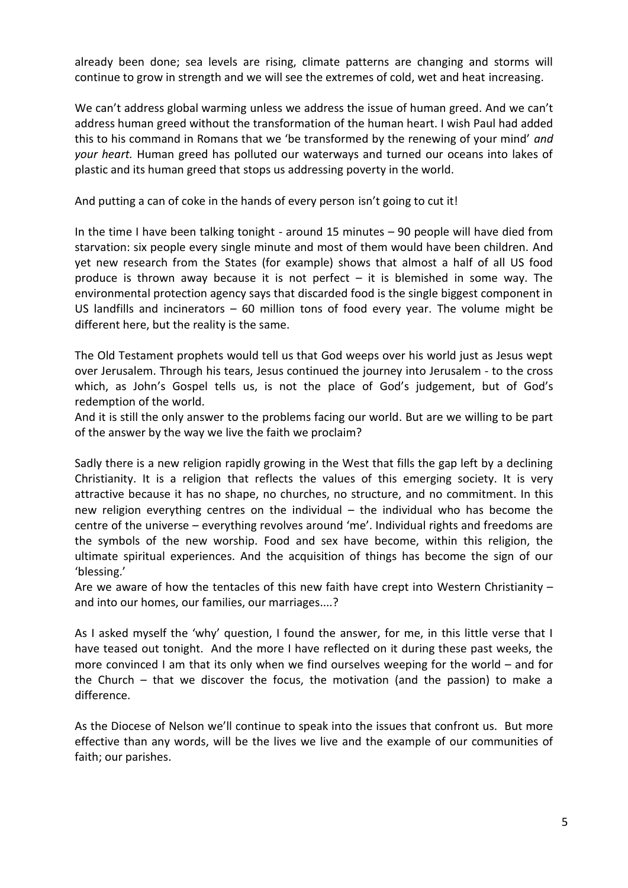already been done; sea levels are rising, climate patterns are changing and storms will continue to grow in strength and we will see the extremes of cold, wet and heat increasing.

We can't address global warming unless we address the issue of human greed. And we can't address human greed without the transformation of the human heart. I wish Paul had added this to his command in Romans that we 'be transformed by the renewing of your mind' *and your heart.* Human greed has polluted our waterways and turned our oceans into lakes of plastic and its human greed that stops us addressing poverty in the world.

And putting a can of coke in the hands of every person isn't going to cut it!

In the time I have been talking tonight - around 15 minutes – 90 people will have died from starvation: six people every single minute and most of them would have been children. And yet new research from the States (for example) shows that almost a half of all US food produce is thrown away because it is not perfect – it is blemished in some way. The environmental protection agency says that discarded food is the single biggest component in US landfills and incinerators – 60 million tons of food every year. The volume might be different here, but the reality is the same.

The Old Testament prophets would tell us that God weeps over his world just as Jesus wept over Jerusalem. Through his tears, Jesus continued the journey into Jerusalem - to the cross which, as John's Gospel tells us, is not the place of God's judgement, but of God's redemption of the world.
And it is still the only answer to the problems facing our world. But are we willing to be part of the answer by the way we live the faith we proclaim?

Sadly there is a new religion rapidly growing in the West that fills the gap left by a declining Christianity. It is a religion that reflects the values of this emerging society. It is very attractive because it has no shape, no churches, no structure, and no commitment. In this new religion everything centres on the individual – the individual who has become the centre of the universe – everything revolves around 'me'. Individual rights and freedoms are the symbols of the new worship. Food and sex have become, within this religion, the ultimate spiritual experiences. And the acquisition of things has become the sign of our 'blessing.'
Are we aware of how the tentacles of this new faith have crept into Western Christianity – and into our homes, our families, our marriages....?

As I asked myself the 'why' question, I found the answer, for me, in this little verse that I have teased out tonight. And the more I have reflected on it during these past weeks, the more convinced I am that its only when we find ourselves weeping for the world – and for the Church – that we discover the focus, the motivation (and the passion) to make a difference.

As the Diocese of Nelson we'll continue to speak into the issues that confront us. But more effective than any words, will be the lives we live and the example of our communities of faith; our parishes.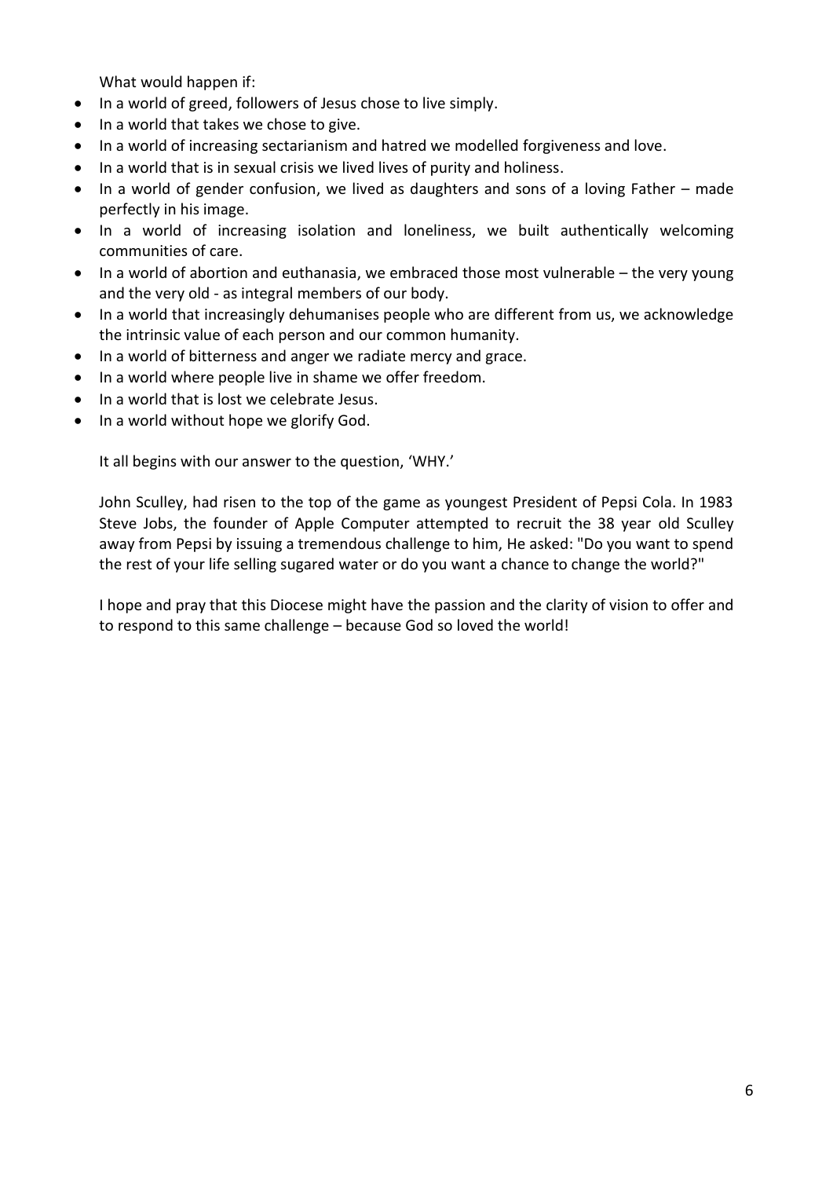What would happen if:

- In a world of greed, followers of Jesus chose to live simply.
- In a world that takes we chose to give.
- In a world of increasing sectarianism and hatred we modelled forgiveness and love.
- In a world that is in sexual crisis we lived lives of purity and holiness.
- In a world of gender confusion, we lived as daughters and sons of a loving Father – made perfectly in his image.
- In a world of increasing isolation and loneliness, we built authentically welcoming communities of care.
- In a world of abortion and euthanasia, we embraced those most vulnerable – the very young and the very old - as integral members of our body.
- In a world that increasingly dehumanises people who are different from us, we acknowledge the intrinsic value of each person and our common humanity.
- In a world of bitterness and anger we radiate mercy and grace.
- In a world where people live in shame we offer freedom.
- In a world that is lost we celebrate Jesus.
- In a world without hope we glorify God.

It all begins with our answer to the question, 'WHY.'

John Sculley, had risen to the top of the game as youngest President of Pepsi Cola. In 1983 Steve Jobs, the founder of Apple Computer attempted to recruit the 38 year old Sculley away from Pepsi by issuing a tremendous challenge to him, He asked: "Do you want to spend the rest of your life selling sugared water or do you want a chance to change the world?"

I hope and pray that this Diocese might have the passion and the clarity of vision to offer and to respond to this same challenge – because God so loved the world!